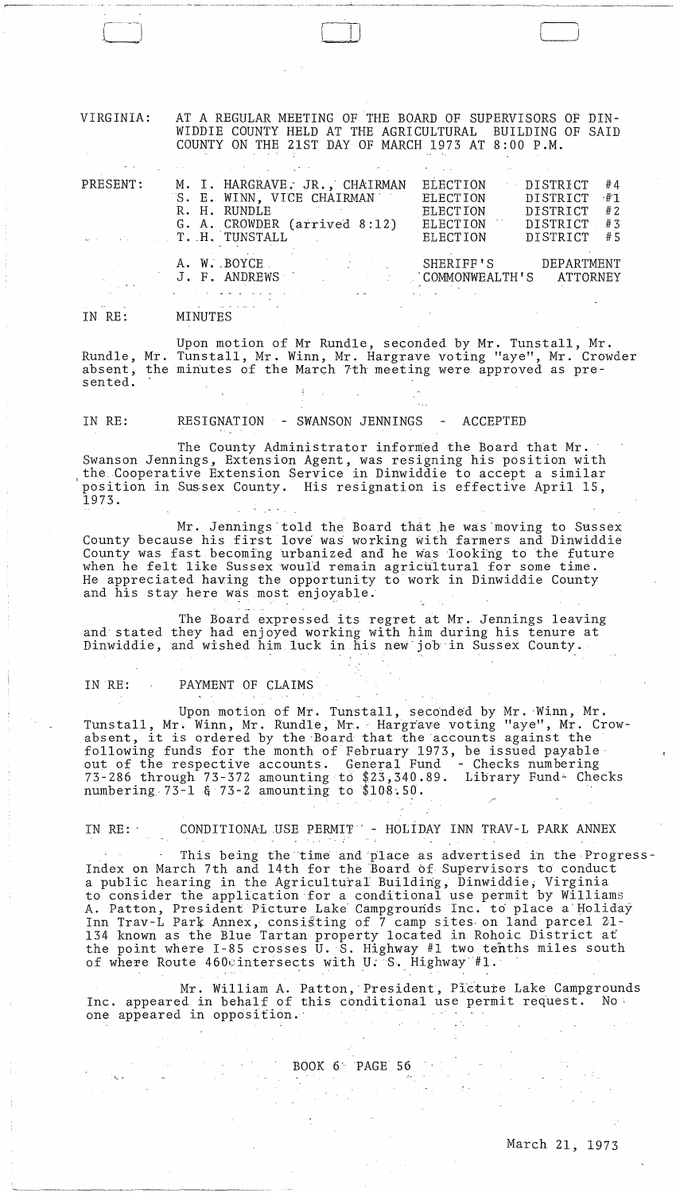VIRGINIA: AT A REGULAR MEETING OF THE BOARD OF SUPERVISORS OF DINWIDDIE COUNTY HELD AT THE AGRICULTURAL BUILDING OF SAID COUNTY ON THE 21ST DAY OF MARCH 1973 AT 8:00 P.M.

| PRESENT: | | |
|---|---|---|
| | M. I. HARGRAVE, JR., CHAIRMAN | ELECTION DISTRICT #4 |
| | S. E. WINN, VICE CHAIRMAN | ELECTION DISTRICT #1 |
| | R. H. RUNDLE | ELECTION DISTRICT #2 |
| | G. A. CROWDER (arrived 8:12) | ELECTION DISTRICT #3 |
| | T. H. TUNSTALL | ELECTION DISTRICT #5 |
| | A. W. BOYCE | SHERIFF'S DEPARTMENT |
| | J. F. ANDREWS | COMMONWEALTH'S ATTORNEY |

IN RE: MINUTES

Upon motion of Mr Rundle, seconded by Mr. Tunstall, Mr. Rundle, Mr. Tunstall, Mr. Winn, Mr. Hargrave voting "aye", Mr. Crowder absent, the minutes of the March 7th meeting were approved as presented.

IN RE: RESIGNATION - SWANSON JENNINGS - ACCEPTED

The County Administrator informed the Board that Mr. Swanson Jennings, Extension Agent, was resigning his position with the Cooperative Extension Service in Dinwiddie to accept a similar position in Sussex County. His resignation is effective April 15, 1973.

Mr. Jennings told the Board that he was moving to Sussex County because his first love was working with farmers and Dinwiddie County was fast becoming urbanized and he was looking to the future when he felt like Sussex would remain agricultural for some time. He appreciated having the opportunity to work in Dinwiddie County and his stay here was most enjoyable.

The Board expressed its regret at Mr. Jennings leaving and stated they had enjoyed working with him during his tenure at Dinwiddie, and wished him luck in his new job in Sussex County.

IN RE: PAYMENT OF CLAIMS

Upon motion of Mr. Tunstall, seconded by Mr. Winn, Mr. Tunstall, Mr. Winn, Mr. Rundle, Mr. Hargrave voting "aye", Mr. Crowabsent, it is ordered by the Board that the accounts against the following funds for the month of February 1973, be issued payable out of the respective accounts. General Fund - Checks numbering 73-286 through 73-372 amounting to $23,340.89. Library Fund- Checks numbering 73-1 & 73-2 amounting to $108.50.

IN RE: CONDITIONAL USE PERMIT - HOLIDAY INN TRAV-L PARK ANNEX

This being the time and place as advertised in the Progress-Index on March 7th and 14th for the Board of Supervisors to conduct a public hearing in the Agricultural Building, Dinwiddie, Virginia to consider the application for a conditional use permit by Williams A. Patton, President Picture Lake Campgrounds Inc. to place a Holiday Inn Trav-L Park Annex, consisting of 7 camp sites on land parcel 21-134 known as the Blue Tartan property located in Rohoic District at the point where I-85 crosses U. S. Highway #1 two tenths miles south of where Route 460 intersects with U. S. Highway #1.

Mr. William A. Patton, President, Picture Lake Campgrounds Inc. appeared in behalf of this conditional use permit request. No one appeared in opposition.

BOOK 6 PAGE 56

March 21, 1973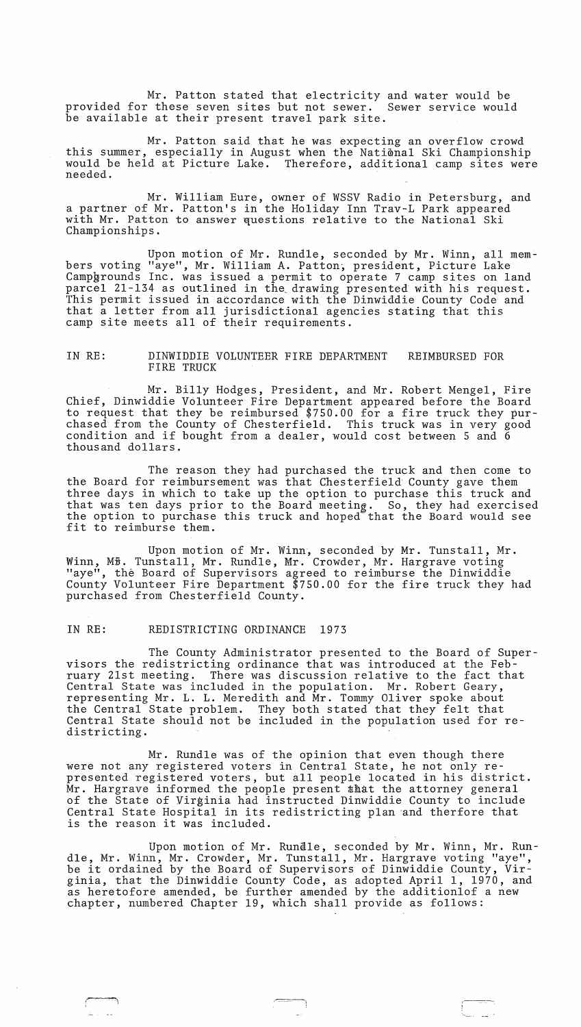Mr. Patton stated that electricity and water would be provided for these seven sites but not sewer. Sewer service would be available at their present travel park site.

Mr. Patton said that he was expecting an overflow crowd this summer, especially in August when the National Ski Championship would be held at Picture Lake. Therefore, additional camp sites were needed.

Mr. William Eure, owner of WSSV Radio in Petersburg, and a partner of Mr. Patton's in the Holiday Inn Trav-L Park appeared with Mr. Patton to answer questions relative to the National Ski Championships.

Upon motion of Mr. Rundle, seconded by Mr. Winn, all members voting "aye", Mr. William A. Patton, president, Picture Lake Campgrounds Inc. was issued a permit to operate 7 camp sites on land parcel 21-134 as outlined in the drawing presented with his request. This permit issued in accordance with the Dinwiddie County Code and that a letter from all jurisdictional agencies stating that this camp site meets all of their requirements.

IN RE: DINWIDDIE VOLUNTEER FIRE DEPARTMENT REIMBURSED FOR FIRE TRUCK

Mr. Billy Hodges, President, and Mr. Robert Mengel, Fire Chief, Dinwiddie Volunteer Fire Department appeared before the Board to request that they be reimbursed $750.00 for a fire truck they purchased from the County of Chesterfield. This truck was in very good condition and if bought from a dealer, would cost between 5 and 6 thousand dollars.

The reason they had purchased the truck and then come to the Board for reimbursement was that Chesterfield County gave them three days in which to take up the option to purchase this truck and that was ten days prior to the Board meeting. So, they had exercised the option to purchase this truck and hoped that the Board would see fit to reimburse them.

Upon motion of Mr. Winn, seconded by Mr. Tunstall, Mr. Winn, Mr. Tunstall, Mr. Rundle, Mr. Crowder, Mr. Hargrave voting "aye", the Board of Supervisors agreed to reimburse the Dinwiddie County Volunteer Fire Department $750.00 for the fire truck they had purchased from Chesterfield County.

IN RE: REDISTRICTING ORDINANCE 1973

The County Administrator presented to the Board of Supervisors the redistricting ordinance that was introduced at the February 21st meeting. There was discussion relative to the fact that Central State was included in the population. Mr. Robert Geary, representing Mr. L. L. Meredith and Mr. Tommy Oliver spoke about the Central State problem. They both stated that they felt that Central State should not be included in the population used for redistricting.

Mr. Rundle was of the opinion that even though there were not any registered voters in Central State, he not only represented registered voters, but all people located in his district. Mr. Hargrave informed the people present that the attorney general of the State of Virginia had instructed Dinwiddie County to include Central State Hospital in its redistricting plan and therfore that is the reason it was included.

Upon motion of Mr. Rundle, seconded by Mr. Winn, Mr. Rundle, Mr. Winn, Mr. Crowder, Mr. Tunstall, Mr. Hargrave voting "aye", be it ordained by the Board of Supervisors of Dinwiddie County, Virginia, that the Dinwiddie County Code, as adopted April 1, 1970, and as heretofore amended, be further amended by the additionlof a new chapter, numbered Chapter 19, which shall provide as follows: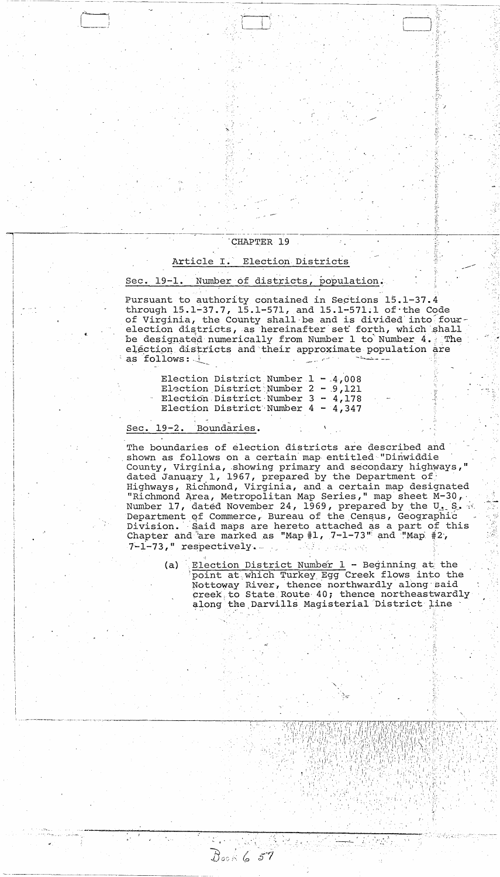CHAPTER 19

Article I. Election Districts

Sec. 19-1. Number of districts, population.

Pursuant to authority contained in Sections 15.1-37.4 through 15.1-37.7, 15.1-571, and 15.1-571.1 of the Code of Virginia, the County shall be and is divided into four election districts, as hereinafter set forth, which shall be designated numerically from Number 1 to Number 4. The election districts and their approximate population are as follows:

Election District Number 1 - 4,008
Election District Number 2 - 9,121
Election District Number 3 - 4,178
Election District Number 4 - 4,347

Sec. 19-2. Boundaries.

The boundaries of election districts are described and shown as follows on a certain map entitled "Dinwiddie County, Virginia, showing primary and secondary highways," dated January 1, 1967, prepared by the Department of Highways, Richmond, Virginia, and a certain map designated "Richmond Area, Metropolitan Map Series," map sheet M-30, Number 17, dated November 24, 1969, prepared by the U. S. Department of Commerce, Bureau of the Census, Geographic Division. Said maps are hereto attached as a part of this Chapter and are marked as "Map #1, 7-1-73" and "Map #2, 7-1-73," respectively.

(a) Election District Number 1 - Beginning at the point at which Turkey Egg Creek flows into the Nottoway River, thence northwardly along said creek to State Route 40; thence northeastwardly along the Darvills Magisterial District line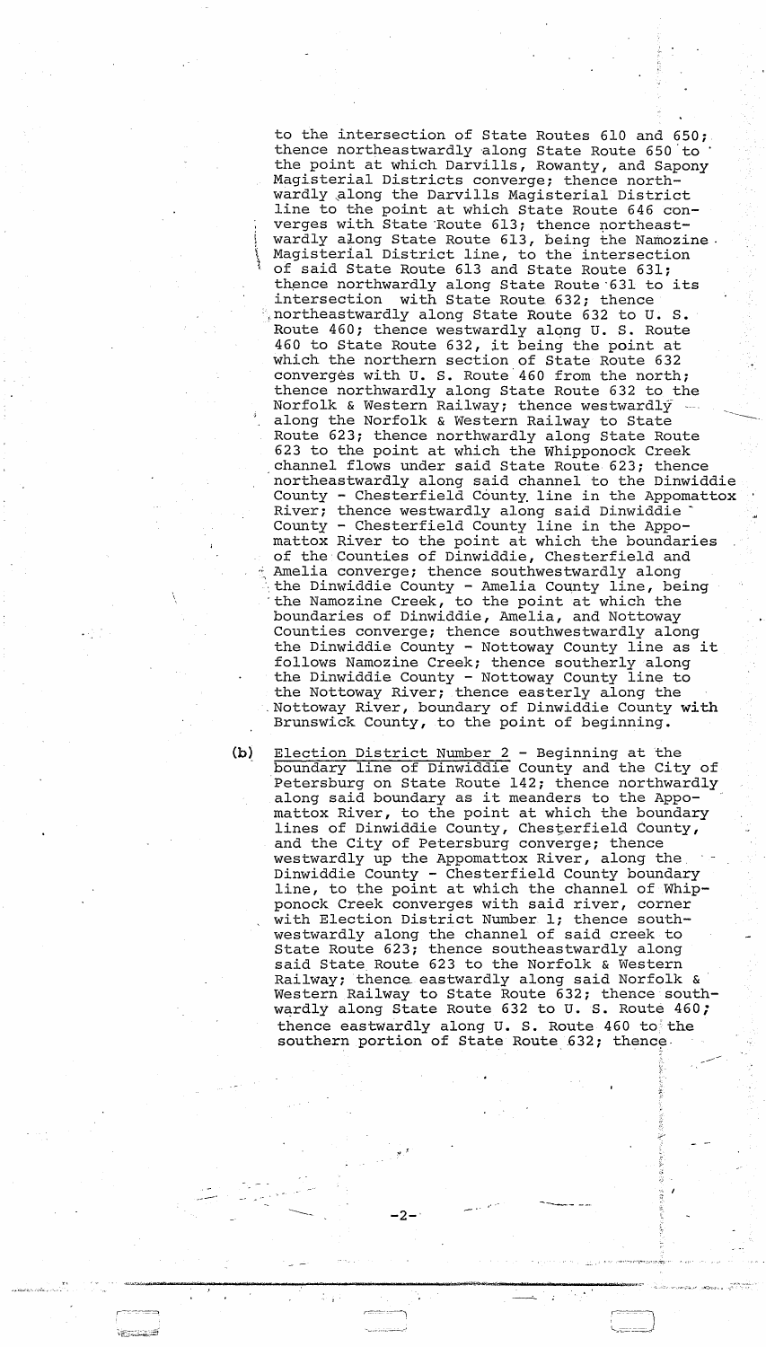to the intersection of State Routes 610 and 650; thence northeastwardly along State Route 650 to the point at which Darvills, Rowanty, and Sapony Magisterial Districts converge; thence northwardly along the Darvills Magisterial District line to the point at which State Route 646 converges with State Route 613; thence northeastwardly along State Route 613, being the Namozine Magisterial District line, to the intersection of said State Route 613 and State Route 631; thence northwardly along State Route 631 to its intersection with State Route 632; thence northeastwardly along State Route 632 to U. S. Route 460; thence westwardly along U. S. Route 460 to State Route 632, it being the point at which the northern section of State Route 632 converges with U. S. Route 460 from the north; thence northwardly along State Route 632 to the Norfolk & Western Railway; thence westwardly along the Norfolk & Western Railway to State Route 623; thence northwardly along State Route 623 to the point at which the Whipponock Creek channel flows under said State Route 623; thence northeastwardly along said channel to the Dinwiddie County - Chesterfield County line in the Appomattox River; thence westwardly along said Dinwiddie County - Chesterfield County line in the Appomattox River to the point at which the boundaries of the Counties of Dinwiddie, Chesterfield and Amelia converge; thence southwestwardly along the Dinwiddie County - Amelia County line, being the Namozine Creek, to the point at which the boundaries of Dinwiddie, Amelia, and Nottoway Counties converge; thence southwestwardly along the Dinwiddie County - Nottoway County line as it follows Namozine Creek; thence southerly along the Dinwiddie County - Nottoway County line to the Nottoway River; thence easterly along the Nottoway River, boundary of Dinwiddie County with Brunswick County, to the point of beginning.

(b) Election District Number 2 - Beginning at the boundary line of Dinwiddie County and the City of Petersburg on State Route 142; thence northwardly along said boundary as it meanders to the Appomattox River, to the point at which the boundary lines of Dinwiddie County, Chesterfield County, and the City of Petersburg converge; thence westwardly up the Appomattox River, along the Dinwiddie County - Chesterfield County boundary line, to the point at which the channel of Whipponock Creek converges with said river, corner with Election District Number 1; thence southwestwardly along the channel of said creek to State Route 623; thence southeastwardly along said State Route 623 to the Norfolk & Western Railway; thence eastwardly along said Norfolk & Western Railway to State Route 632; thence southwardly along State Route 632 to U. S. Route 460; thence eastwardly along U. S. Route 460 to the southern portion of State Route 632; thence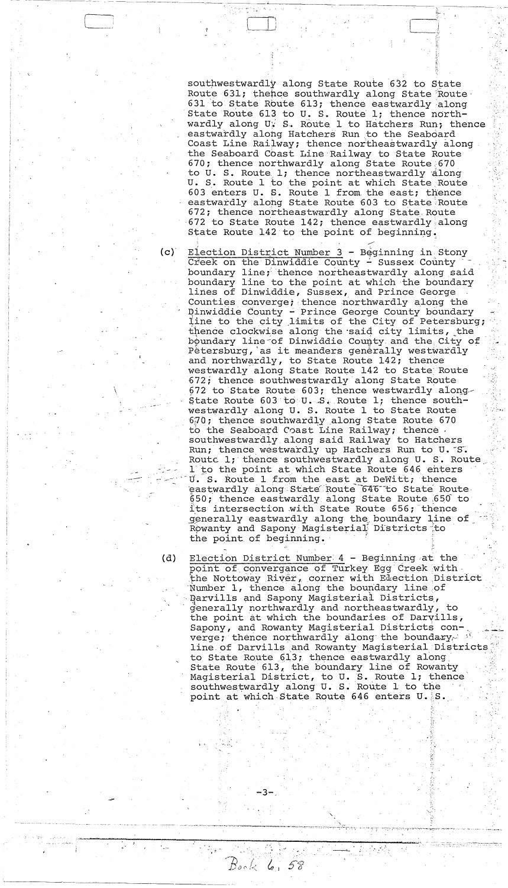southwestwardly along State Route 632 to State Route 631; thence southwardly along State Route 631 to State Route 613; thence eastwardly along State Route 613 to U. S. Route 1; thence northwardly along U. S. Route 1 to Hatchers Run; thence eastwardly along Hatchers Run to the Seaboard Coast Line Railway; thence northeastwardly along the Seaboard Coast Line Railway to State Route 670; thence northwardly along State Route 670 to U. S. Route 1; thence northeastwardly along U. S. Route 1 to the point at which State Route 603 enters U. S. Route 1 from the east; thence eastwardly along State Route 603 to State Route 672; thence northeastwardly along State Route 672 to State Route 142; thence eastwardly along State Route 142 to the point of beginning.

(c) Election District Number 3 - Beginning in Stony Creek on the Dinwiddie County - Sussex County boundary line; thence northeastwardly along said boundary line to the point at which the boundary lines of Dinwiddie, Sussex, and Prince George Counties converge; thence northwardly along the Dinwiddie County - Prince George County boundary line to the city limits of the City of Petersburg; thence clockwise along the said city limits, the boundary line of Dinwiddie County and the City of Petersburg, as it meanders generally westwardly and northwardly, to State Route 142; thence westwardly along State Route 142 to State Route 672; thence southwestwardly along State Route 672 to State Route 603; thence westwardly along State Route 603 to U. S. Route 1; thence southwestwardly along U. S. Route 1 to State Route 670; thence southwardly along State Route 670 to the Seaboard Coast Line Railway; thence southwestwardly along said Railway to Hatchers Run; thence westwardly up Hatchers Run to U. S. Route 1; thence southwestwardly along U. S. Route 1 to the point at which State Route 646 enters U. S. Route 1 from the east at DeWitt; thence eastwardly along State Route 646 to State Route 650; thence eastwardly along State Route 650 to its intersection with State Route 656; thence generally eastwardly along the boundary line of Rowanty and Sapony Magisterial Districts to the point of beginning.

(d) Election District Number 4 - Beginning at the point of convergance of Turkey Egg Creek with the Nottoway River, corner with Election District Number 1, thence along the boundary line of Darvills and Sapony Magisterial Districts, generally northwardly and northeastwardly, to the point at which the boundaries of Darvills, Sapony, and Rowanty Magisterial Districts converge; thence northwardly along the boundary line of Darvills and Rowanty Magisterial Districts to State Route 613; thence eastwardly along State Route 613, the boundary line of Rowanty Magisterial District, to U. S. Route 1; thence southwestwardly along U. S. Route 1 to the point at which State Route 646 enters U. S.

Book 6, 58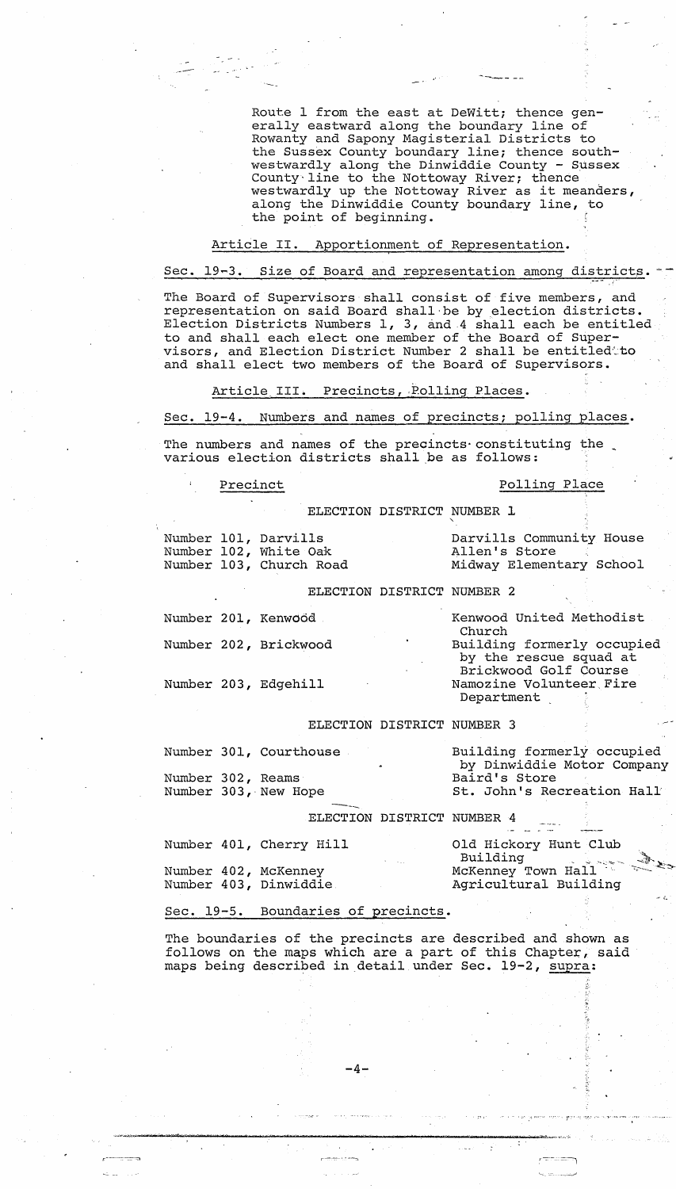Route 1 from the east at DeWitt; thence generally eastward along the boundary line of Rowanty and Sapony Magisterial Districts to the Sussex County boundary line; thence southwestwardly along the Dinwiddie County - Sussex County line to the Nottoway River; thence westwardly up the Nottoway River as it meanders, along the Dinwiddie County boundary line, to the point of beginning.

## Article II. Apportionment of Representation.

### Sec. 19-3. Size of Board and representation among districts.

The Board of Supervisors shall consist of five members, and representation on said Board shall be by election districts. Election Districts Numbers 1, 3, and 4 shall each be entitled to and shall each elect one member of the Board of Supervisors, and Election District Number 2 shall be entitled to and shall elect two members of the Board of Supervisors.

## Article III. Precincts, Polling Places.

### Sec. 19-4. Numbers and names of precincts; polling places.

The numbers and names of the precincts constituting the various election districts shall be as follows:

| Precinct | Polling Place |
|---|---|
| **ELECTION DISTRICT NUMBER 1** | |
| Number 101, Darvills | Darvills Community House |
| Number 102, White Oak | Allen's Store |
| Number 103, Church Road | Midway Elementary School |
| **ELECTION DISTRICT NUMBER 2** | |
| Number 201, Kenwood | Kenwood United Methodist Church |
| Number 202, Brickwood | Building formerly occupied by the rescue squad at Brickwood Golf Course |
| Number 203, Edgehill | Namozine Volunteer Fire Department |
| **ELECTION DISTRICT NUMBER 3** | |
| Number 301, Courthouse | Building formerly occupied by Dinwiddie Motor Company |
| Number 302, Reams | Baird's Store |
| Number 303, New Hope | St. John's Recreation Hall |
| **ELECTION DISTRICT NUMBER 4** | |
| Number 401, Cherry Hill | Old Hickory Hunt Club Building |
| Number 402, McKenney | McKenney Town Hall |
| Number 403, Dinwiddie | Agricultural Building |

### Sec. 19-5. Boundaries of precincts.

The boundaries of the precincts are described and shown as follows on the maps which are a part of this Chapter, said maps being described in detail under Sec. 19-2, *supra*: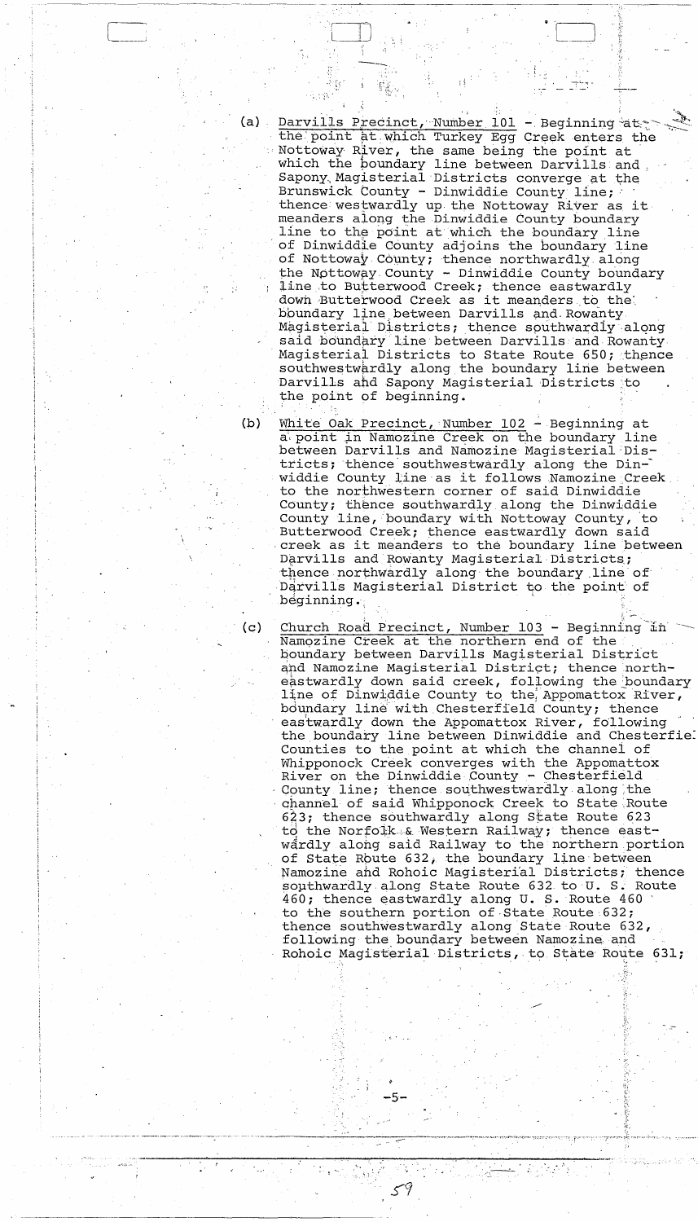(a) <u>Darvills Precinct, Number 101</u> - Beginning at the point at which Turkey Egg Creek enters the Nottoway River, the same being the point at which the boundary line between Darvills and Sapony Magisterial Districts converge at the Brunswick County - Dinwiddie County line; thence westwardly up the Nottoway River as it meanders along the Dinwiddie County boundary line to the point at which the boundary line of Dinwiddie County adjoins the boundary line of Nottoway County; thence northwardly along the Nottoway County - Dinwiddie County boundary line to Butterwood Creek; thence eastwardly down Butterwood Creek as it meanders to the boundary line between Darvills and Rowanty Magisterial Districts; thence southwardly along said boundary line between Darvills and Rowanty Magisterial Districts to State Route 650; thence southwestwardly along the boundary line between Darvills and Sapony Magisterial Districts to the point of beginning.

(b) <u>White Oak Precinct, Number 102</u> - Beginning at a point in Namozine Creek on the boundary line between Darvills and Namozine Magisterial Districts; thence southwestwardly along the Dinwiddie County line as it follows Namozine Creek to the northwestern corner of said Dinwiddie County; thence southwardly along the Dinwiddie County line, boundary with Nottoway County, to Butterwood Creek; thence eastwardly down said creek as it meanders to the boundary line between Darvills and Rowanty Magisterial Districts; thence northwardly along the boundary line of Darvills Magisterial District to the point of beginning.

(c) <u>Church Road Precinct, Number 103</u> - Beginning in Namozine Creek at the northern end of the boundary between Darvills Magisterial District and Namozine Magisterial District; thence northeastwardly down said creek, following the boundary line of Dinwiddie County to the Appomattox River, boundary line with Chesterfield County; thence eastwardly down the Appomattox River, following the boundary line between Dinwiddie and Chesterfield Counties to the point at which the channel of Whipponock Creek converges with the Appomattox River on the Dinwiddie County - Chesterfield County line; thence southwestwardly along the channel of said Whipponock Creek to State Route 623; thence southwardly along State Route 623 to the Norfolk & Western Railway; thence eastwardly along said Railway to the northern portion of State Route 632, the boundary line between Namozine and Rohoic Magisterial Districts; thence southwardly along State Route 632 to U. S. Route 460; thence eastwardly along U. S. Route 460 to the southern portion of State Route 632; thence southwestwardly along State Route 632, following the boundary between Namozine and Rohoic Magisterial Districts, to State Route 631;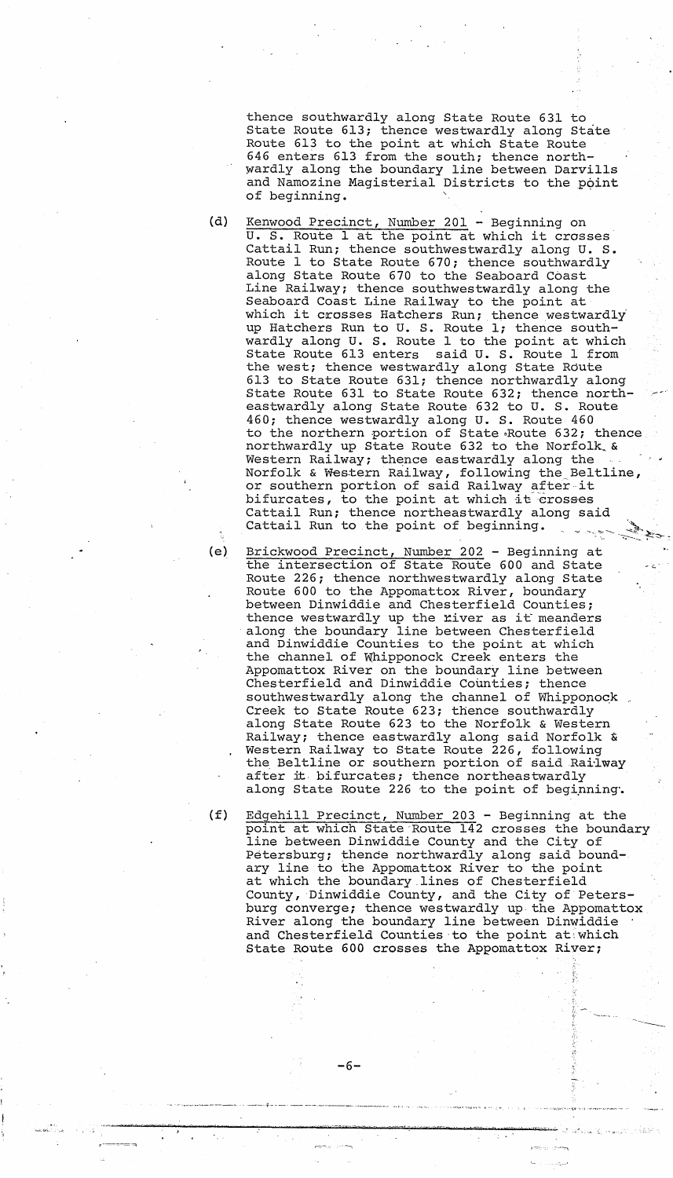thence southwardly along State Route 631 to State Route 613; thence westwardly along State Route 613 to the point at which State Route 646 enters 613 from the south; thence northwardly along the boundary line between Darvills and Namozine Magisterial Districts to the point of beginning.

(d) Kenwood Precinct, Number 201 - Beginning on U. S. Route 1 at the point at which it crosses Cattail Run; thence southwestwardly along U. S. Route 1 to State Route 670; thence southwardly along State Route 670 to the Seaboard Coast Line Railway; thence southwestwardly along the Seaboard Coast Line Railway to the point at which it crosses Hatchers Run; thence westwardly up Hatchers Run to U. S. Route 1; thence southwardly along U. S. Route 1 to the point at which State Route 613 enters said U. S. Route 1 from the west; thence westwardly along State Route 613 to State Route 631; thence northwardly along State Route 631 to State Route 632; thence northeastwardly along State Route 632 to U. S. Route 460; thence westwardly along U. S. Route 460 to the northern portion of State Route 632; thence northwardly up State Route 632 to the Norfolk & Western Railway; thence eastwardly along the Norfolk & Western Railway, following the Beltline, or southern portion of said Railway after it bifurcates, to the point at which it crosses Cattail Run; thence northeastwardly along said Cattail Run to the point of beginning.

(e) Brickwood Precinct, Number 202 - Beginning at the intersection of State Route 600 and State Route 226; thence northwestwardly along State Route 600 to the Appomattox River, boundary between Dinwiddie and Chesterfield Counties; thence westwardly up the river as it meanders along the boundary line between Chesterfield and Dinwiddie Counties to the point at which the channel of Whipponock Creek enters the Appomattox River on the boundary line between Chesterfield and Dinwiddie Counties; thence southwestwardly along the channel of Whipponock Creek to State Route 623; thence southwardly along State Route 623 to the Norfolk & Western Railway; thence eastwardly along said Norfolk & Western Railway to State Route 226, following the Beltline or southern portion of said Railway after it bifurcates; thence northeastwardly along State Route 226 to the point of beginning.

(f) Edgehill Precinct, Number 203 - Beginning at the point at which State Route 142 crosses the boundary line between Dinwiddie County and the City of Petersburg; thence northwardly along said boundary line to the Appomattox River to the point at which the boundary lines of Chesterfield County, Dinwiddie County, and the City of Petersburg converge; thence westwardly up the Appomattox River along the boundary line between Dinwiddie and Chesterfield Counties to the point at which State Route 600 crosses the Appomattox River;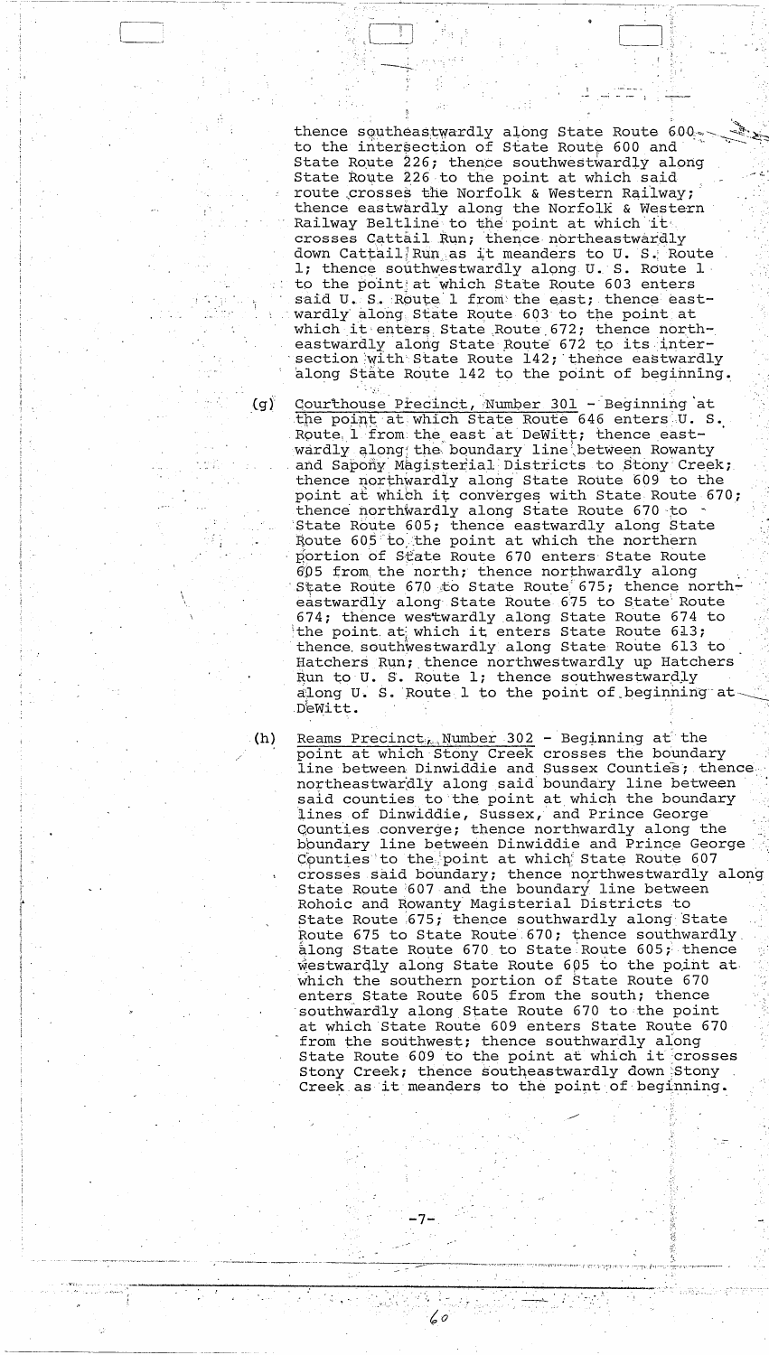thence southeastwardly along State Route 600 to the intersection of State Route 600 and State Route 226; thence southwestwardly along State Route 226 to the point at which said route crosses the Norfolk & Western Railway; thence eastwardly along the Norfolk & Western Railway Beltline to the point at which it crosses Cattail Run; thence northeastwardly down Cattail Run as it meanders to U. S. Route 1; thence southwestwardly along U. S. Route 1 to the point at which State Route 603 enters said U. S. Route 1 from the east; thence eastwardly along State Route 603 to the point at which it enters State Route 672; thence northeastwardly along State Route 672 to its intersection with State Route 142; thence eastwardly along State Route 142 to the point of beginning.

(g) <u>Courthouse Precinct, Number 301</u> - Beginning at the point at which State Route 646 enters U. S. Route 1 from the east at DeWitt; thence eastwardly along the boundary line between Rowanty and Sapony Magisterial Districts to Stony Creek; thence northwardly along State Route 609 to the point at which it converges with State Route 670; thence northwardly along State Route 670 to State Route 605; thence eastwardly along State Route 605 to the point at which the northern portion of State Route 670 enters State Route 605 from the north; thence northwardly along State Route 670 to State Route 675; thence northeastwardly along State Route 675 to State Route 674; thence westwardly along State Route 674 to the point at which it enters State Route 613; thence southwestwardly along State Route 613 to Hatchers Run; thence northwestwardly up Hatchers Run to U. S. Route 1; thence southwestwardly along U. S. Route 1 to the point of beginning at DeWitt.

(h) <u>Reams Precinct, Number 302</u> - Beginning at the point at which Stony Creek crosses the boundary line between Dinwiddie and Sussex Counties; thence northeastwardly along said boundary line between said counties to the point at which the boundary lines of Dinwiddie, Sussex, and Prince George Counties converge; thence northwardly along the boundary line between Dinwiddie and Prince George Counties to the point at which State Route 607 crosses said boundary; thence northwestwardly along State Route 607 and the boundary line between Rohoic and Rowanty Magisterial Districts to State Route 675; thence southwardly along State Route 675 to State Route 670; thence southwardly along State Route 670 to State Route 605; thence westwardly along State Route 605 to the point at which the southern portion of State Route 670 enters State Route 605 from the south; thence southwardly along State Route 670 to the point at which State Route 609 enters State Route 670 from the southwest; thence southwardly along State Route 609 to the point at which it crosses Stony Creek; thence southeastwardly down Stony Creek as it meanders to the point of beginning.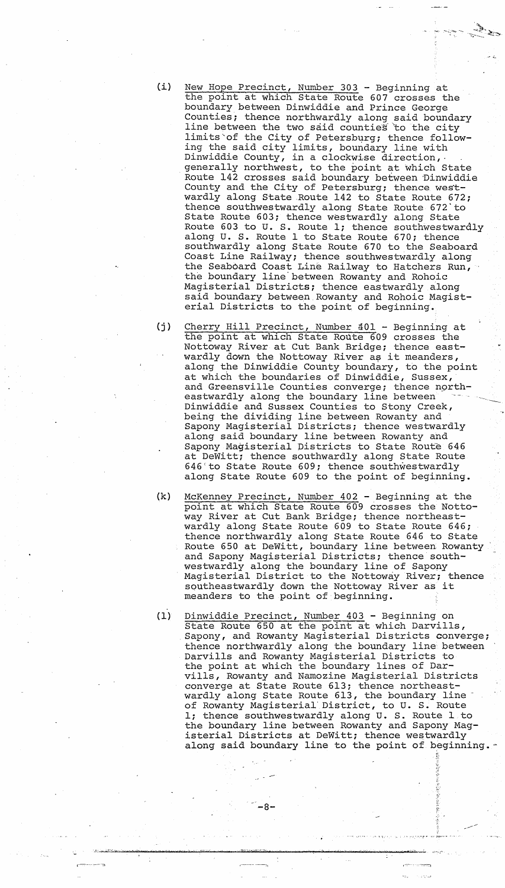(i) <u>New Hope Precinct, Number 303</u> - Beginning at the point at which State Route 607 crosses the boundary between Dinwiddie and Prince George Counties; thence northwardly along said boundary line between the two said counties to the city limits of the City of Petersburg; thence following the said city limits, boundary line with Dinwiddie County, in a clockwise direction, generally northwest, to the point at which State Route 142 crosses said boundary between Dinwiddie County and the City of Petersburg; thence westwardly along State Route 142 to State Route 672; thence southwestwardly along State Route 672 to State Route 603; thence westwardly along State Route 603 to U. S. Route 1; thence southwestwardly along U. S. Route 1 to State Route 670; thence southwardly along State Route 670 to the Seaboard Coast Line Railway; thence southwestwardly along the Seaboard Coast Line Railway to Hatchers Run, the boundary line between Rowanty and Rohoic Magisterial Districts; thence eastwardly along said boundary between Rowanty and Rohoic Magisterial Districts to the point of beginning.

(j) <u>Cherry Hill Precinct, Number 401</u> - Beginning at the point at which State Route 609 crosses the Nottoway River at Cut Bank Bridge; thence eastwardly down the Nottoway River as it meanders, along the Dinwiddie County boundary, to the point at which the boundaries of Dinwiddie, Sussex, and Greensville Counties converge; thence northeastwardly along the boundary line between Dinwiddie and Sussex Counties to Stony Creek, being the dividing line between Rowanty and Sapony Magisterial Districts; thence westwardly along said boundary line between Rowanty and Sapony Magisterial Districts to State Route 646 at DeWitt; thence southwardly along State Route 646 to State Route 609; thence southwestwardly along State Route 609 to the point of beginning.

(k) <u>McKenney Precinct, Number 402</u> - Beginning at the point at which State Route 609 crosses the Nottoway River at Cut Bank Bridge; thence northeastwardly along State Route 609 to State Route 646; thence northwardly along State Route 646 to State Route 650 at DeWitt, boundary line between Rowanty and Sapony Magisterial Districts; thence southwestwardly along the boundary line of Sapony Magisterial District to the Nottoway River; thence southeastwardly down the Nottoway River as it meanders to the point of beginning.

(l) <u>Dinwiddie Precinct, Number 403</u> - Beginning on State Route 650 at the point at which Darvills, Sapony, and Rowanty Magisterial Districts converge; thence northwardly along the boundary line between Darvills and Rowanty Magisterial Districts to the point at which the boundary lines of Darvills, Rowanty and Namozine Magisterial Districts converge at State Route 613; thence northeastwardly along State Route 613, the boundary line of Rowanty Magisterial District, to U. S. Route 1; thence southwestwardly along U. S. Route 1 to the boundary line between Rowanty and Sapony Magisterial Districts at DeWitt; thence westwardly along said boundary line to the point of beginning.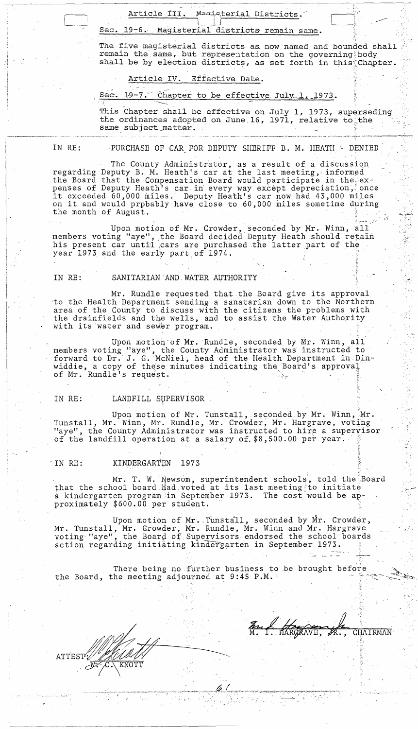Article III. Magisterial Districts.

Sec. 19-6. Magisterial districts remain same.

The five magisterial districts as now named and bounded shall remain the same, but representation on the governing body shall be by election districts, as set forth in this Chapter.

Article IV. Effective Date.

Sec. 19-7. Chapter to be effective July 1, 1973.

This Chapter shall be effective on July 1, 1973, superseding the ordinances adopted on June 16, 1971, relative to the same subject matter.

---

IN RE: PURCHASE OF CAR FOR DEPUTY SHERIFF B. M. HEATH - DENIED

The County Administrator, as a result of a discussion regarding Deputy B. M. Heath's car at the last meeting, informed the Board that the Compensation Board would participate in the expenses of Deputy Heath's car in every way except depreciation, once it exceeded 60,000 miles. Deputy Heath's car now had 43,000 miles on it and would prpbably have close to 60,000 miles sometime during the month of August.

Upon motion of Mr. Crowder, seconded by Mr. Winn, all members voting "aye", the Board decided Deputy Heath should retain his present car until cars are purchased the latter part of the year 1973 and the early part of 1974.

IN RE: SANITARIAN AND WATER AUTHORITY

Mr. Rundle requested that the Board give its approval to the Health Department sending a sanatarian down to the Northern area of the County to discuss with the citizens the problems with the drainfields and the wells, and to assist the Water Authority with its water and sewer program.

Upon motion of Mr. Rundle, seconded by Mr. Winn, all members voting "aye", the County Administrator was instructed to forward to Dr. J. G. McNiel, head of the Health Department in Dinwiddie, a copy of these minutes indicating the Board's approval of Mr. Rundle's request.

IN RE: LANDFILL SUPERVISOR

Upon motion of Mr. Tunstall, seconded by Mr. Winn, Mr. Tunstall, Mr. Winn, Mr. Rundle, Mr. Crowder, Mr. Hargrave, voting "aye", the County Administrator was instructed to hire a supervisor of the landfill operation at a salary of $8,500.00 per year.

IN RE: KINDERGARTEN 1973

Mr. T. W. Newsom, superintendent schools, told the Board that the school board had voted at its last meeting to initiate a kindergarten program in September 1973. The cost would be approximately $600.00 per student.

Upon motion of Mr. Tunstall, seconded by Mr. Crowder, Mr. Tunstall, Mr. Crowder, Mr. Rundle, Mr. Winn and Mr. Hargrave voting "aye", the Board of Supervisors endorsed the school boards action regarding initiating kindergarten in September 1973.

There being no further business to be brought before the Board, the meeting adjourned at 9:45 P.M.

M. I. HARGRAVE, JR., CHAIRMAN

ATTEST: W. C. KNOTT